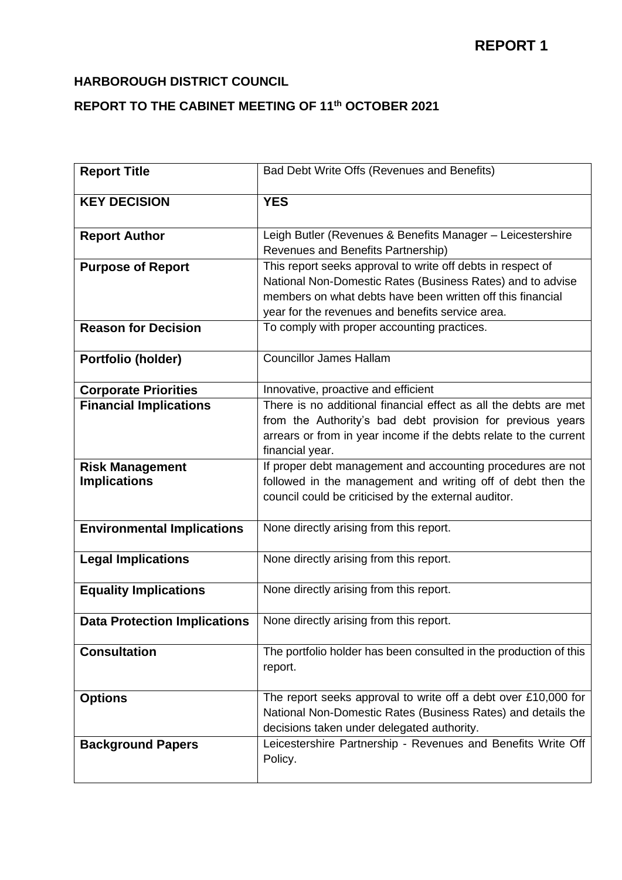**REPORT 1**

**HARBOROUGH DISTRICT COUNCIL**

**REPORT TO THE CABINET MEETING OF 11th OCTOBER 2021**

| | |
|---|---|
| **Report Title** | Bad Debt Write Offs (Revenues and Benefits) |
| **KEY DECISION** | **YES** |
| **Report Author** | Leigh Butler (Revenues & Benefits Manager – Leicestershire Revenues and Benefits Partnership) |
| **Purpose of Report** | This report seeks approval to write off debts in respect of National Non-Domestic Rates (Business Rates) and to advise members on what debts have been written off this financial year for the revenues and benefits service area. |
| **Reason for Decision** | To comply with proper accounting practices. |
| **Portfolio (holder)** | Councillor James Hallam |
| **Corporate Priorities** | Innovative, proactive and efficient |
| **Financial Implications** | There is no additional financial effect as all the debts are met from the Authority's bad debt provision for previous years arrears or from in year income if the debts relate to the current financial year. |
| **Risk Management Implications** | If proper debt management and accounting procedures are not followed in the management and writing off of debt then the council could be criticised by the external auditor. |
| **Environmental Implications** | None directly arising from this report. |
| **Legal Implications** | None directly arising from this report. |
| **Equality Implications** | None directly arising from this report. |
| **Data Protection Implications** | None directly arising from this report. |
| **Consultation** | The portfolio holder has been consulted in the production of this report. |
| **Options** | The report seeks approval to write off a debt over £10,000 for National Non-Domestic Rates (Business Rates) and details the decisions taken under delegated authority. |
| **Background Papers** | Leicestershire Partnership - Revenues and Benefits Write Off Policy. |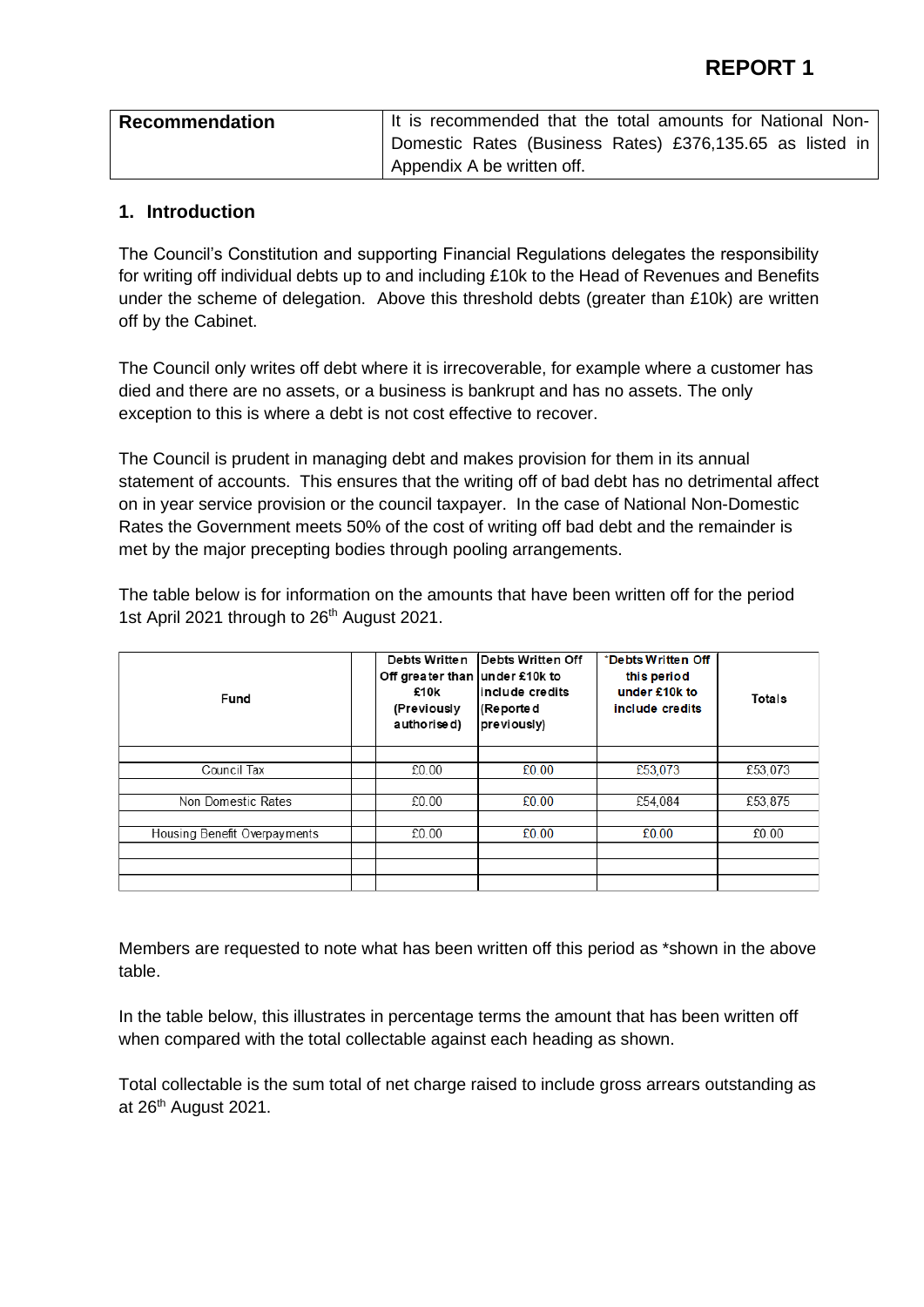# REPORT 1

| Recommendation | It is recommended that the total amounts for National Non-Domestic Rates (Business Rates) £376,135.65 as listed in Appendix A be written off. |
|---|---|

## 1. Introduction

The Council's Constitution and supporting Financial Regulations delegates the responsibility for writing off individual debts up to and including £10k to the Head of Revenues and Benefits under the scheme of delegation. Above this threshold debts (greater than £10k) are written off by the Cabinet.

The Council only writes off debt where it is irrecoverable, for example where a customer has died and there are no assets, or a business is bankrupt and has no assets. The only exception to this is where a debt is not cost effective to recover.

The Council is prudent in managing debt and makes provision for them in its annual statement of accounts. This ensures that the writing off of bad debt has no detrimental affect on in year service provision or the council taxpayer. In the case of National Non-Domestic Rates the Government meets 50% of the cost of writing off bad debt and the remainder is met by the major precepting bodies through pooling arrangements.

The table below is for information on the amounts that have been written off for the period 1st April 2021 through to 26th August 2021.

| Fund | | Debts Written Off greater than £10k (Previously authorised) | Debts Written Off under £10k to include credits (Reported previously) | *Debts Written Off this period under £10k to include credits | Totals |
|---|---|---|---|---|---|
| | | | | | |
| Council Tax | | £0.00 | £0.00 | £53,073 | £53,073 |
| | | | | | |
| Non Domestic Rates | | £0.00 | £0.00 | £54,084 | £53,875 |
| | | | | | |
| Housing Benefit Overpayments | | £0.00 | £0.00 | £0.00 | £0.00 |
| | | | | | |
| | | | | | |
| | | | | | |

Members are requested to note what has been written off this period as *shown in the above table.

In the table below, this illustrates in percentage terms the amount that has been written off when compared with the total collectable against each heading as shown.

Total collectable is the sum total of net charge raised to include gross arrears outstanding as at 26th August 2021.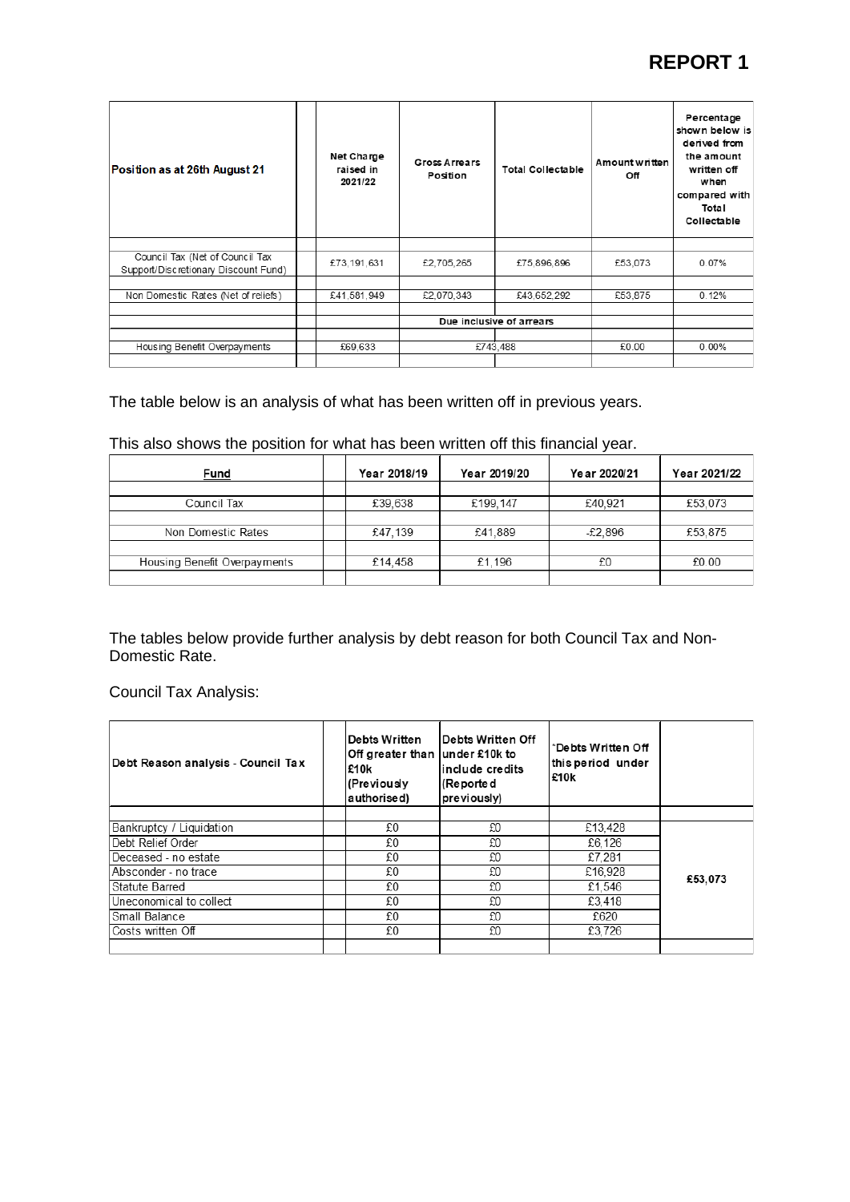# REPORT 1

| Position as at 26th August 21 | | Net Charge raised in 2021/22 | Gross Arrears Position | Total Collectable | Amount written Off | Percentage shown below is derived from the amount written off when compared with Total Collectable |
|---|---|---|---|---|---|---|
| | | | | | | |
| Council Tax (Net of Council Tax Support/Discretionary Discount Fund) | | £73,191,631 | £2,705,265 | £75,896,896 | £53,073 | 0.07% |
| | | | | | | |
| Non Domestic Rates (Net of reliefs) | | £41,581,949 | £2,070,343 | £43,652,292 | £53,875 | 0.12% |
| | | | | | | |
| | | | Due inclusive of arrears | | | |
| | | | | | | |
| Housing Benefit Overpayments | | £69,633 | £743,488 | | £0.00 | 0.00% |

The table below is an analysis of what has been written off in previous years.

This also shows the position for what has been written off this financial year.

| Fund | | Year 2018/19 | Year 2019/20 | Year 2020/21 | Year 2021/22 |
|---|---|---|---|---|---|
| | | | | | |
| Council Tax | | £39,638 | £199,147 | £40,921 | £53,073 |
| | | | | | |
| Non Domestic Rates | | £47,139 | £41,889 | -£2,896 | £53,875 |
| | | | | | |
| Housing Benefit Overpayments | | £14,458 | £1,196 | £0 | £0.00 |

The tables below provide further analysis by debt reason for both Council Tax and Non-Domestic Rate.

Council Tax Analysis:

| Debt Reason analysis - Council Tax | | Debts Written Off greater than £10k (Previously authorised) | Debts Written Off under £10k to include credits (Reported previously) | *Debts Written Off this period under £10k | |
|---|---|---|---|---|---|
| | | | | | |
| Bankruptcy / Liquidation | | £0 | £0 | £13,428 | £53,073 |
| Debt Relief Order | | £0 | £0 | £6,126 | |
| Deceased - no estate | | £0 | £0 | £7,281 | |
| Absconder - no trace | | £0 | £0 | £16,928 | |
| Statute Barred | | £0 | £0 | £1,546 | |
| Uneconomical to collect | | £0 | £0 | £3,418 | |
| Small Balance | | £0 | £0 | £620 | |
| Costs written Off | | £0 | £0 | £3,726 | |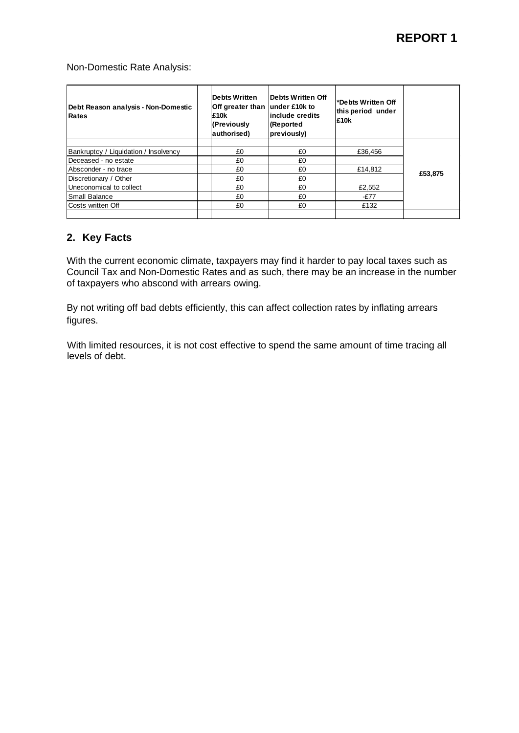# REPORT 1

Non-Domestic Rate Analysis:

| Debt Reason analysis - Non-Domestic Rates | | Debts Written Off greater than £10k (Previously authorised) | Debts Written Off under £10k to include credits (Reported previously) | *Debts Written Off this period under £10k | |
|---|---|---|---|---|---|
| | | | | | |
| Bankruptcy / Liquidation / Insolvency | | £0 | £0 | £36,456 | £53,875 |
| Deceased - no estate | | £0 | £0 | | |
| Absconder - no trace | | £0 | £0 | £14,812 | |
| Discretionary / Other | | £0 | £0 | | |
| Uneconomical to collect | | £0 | £0 | £2,552 | |
| Small Balance | | £0 | £0 | -£77 | |
| Costs written Off | | £0 | £0 | £132 | |
| | | | | | |

## 2. Key Facts

With the current economic climate, taxpayers may find it harder to pay local taxes such as Council Tax and Non-Domestic Rates and as such, there may be an increase in the number of taxpayers who abscond with arrears owing.

By not writing off bad debts efficiently, this can affect collection rates by inflating arrears figures.

With limited resources, it is not cost effective to spend the same amount of time tracing all levels of debt.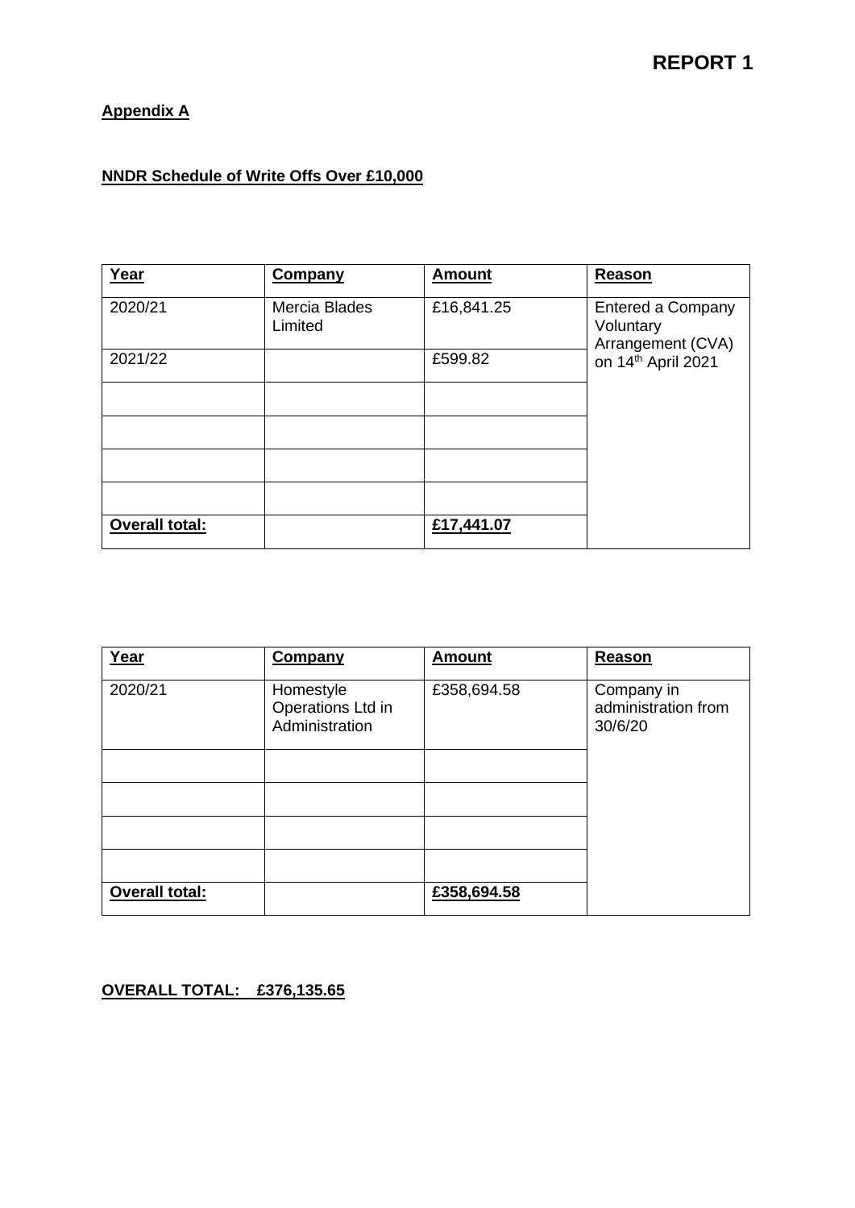REPORT 1

**Appendix A**

**NNDR Schedule of Write Offs Over £10,000**

| **Year** | **Company** | **Amount** | **Reason** |
|---|---|---|---|
| 2020/21 | Mercia Blades Limited | £16,841.25 | Entered a Company Voluntary Arrangement (CVA) on 14th April 2021 |
| 2021/22 | | £599.82 | |
| | | | |
| | | | |
| | | | |
| | | | |
| **Overall total:** | | **£17,441.07** | |

| **Year** | **Company** | **Amount** | **Reason** |
|---|---|---|---|
| 2020/21 | Homestyle Operations Ltd in Administration | £358,694.58 | Company in administration from 30/6/20 |
| | | | |
| | | | |
| | | | |
| | | | |
| **Overall total:** | | **£358,694.58** | |

**OVERALL TOTAL: £376,135.65**